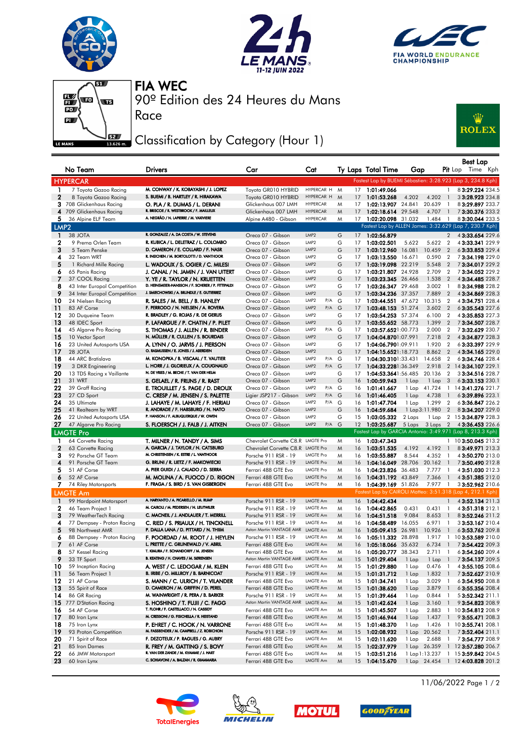# FIA WEC

90º Edition des 24 Heures du Mans

Race

## Classification by Category (Hour 1)

| No | Team | Drivers | Car | Cat | Ty | Laps | Total Time | Gap | | Pit | Best Lap Lap | Best Lap Time | Best Lap Kph |
|---|---|---|---|---|---|---|---|---|---|---|---|---|---|
| **HYPERCAR** | | | | | | | | | | | | | |
| Fastest Lap by BUEMI Sébastien: 3:28.923 (Lap 3, 234.8 Kph) | | | | | | | | | | | | | |
| 1 | 7 Toyota Gazoo Racing | M. CONWAY / K. KOBAYASHI / J. LOPEZ | Toyota GR010 HYBRID | HYPERCAR H | M | 17 | 1:01:49.066 | | | 1 | 8 | 3:29.224 | 234.5 |
| 2 | 8 Toyota Gazoo Racing | S. BUEMI / B. HARTLEY / R. HIRAKAWA | Toyota GR010 HYBRID | HYPERCAR H | M | 17 | 1:01:53.268 | 4.202 | 4.202 | 1 | 3 | 3:28.923 | 234.8 |
| 3 | 708 Glickenhaus Racing | O. PLA / R. DUMAS / L. DERANI | Glickenhaus 007 LMH | HYPERCAR | M | 17 | 1:02:13.907 | 24.841 | 20.639 | 1 | 8 | 3:29.897 | 233.7 |
| 4 | 709 Glickenhaus Racing | R. BRISCOE / R. WESTBROOK / F. MAILLEUX | Glickenhaus 007 LMH | HYPERCAR | M | 17 | 1:02:18.614 | 29.548 | 4.707 | 1 | 7 | 3:30.376 | 233.2 |
| 5 | 36 Alpine ELF Team | A. NEGRÃO / N. LAPIERRE / M. VAXIVIERE | Alpine A480 - Gibson | HYPERCAR | M | 17 | 1:02:20.098 | 31.032 | 1.484 | 1 | 8 | 3:30.044 | 233.5 |
| **LMP2** | | | | | | | | | | | | | |
| Fastest Lap by ALLEN James: 3:32.629 (Lap 7, 230.7 Kph) | | | | | | | | | | | | | |
| 1 | 38 JOTA | R. GONZALEZ / A. DA COSTA / W. STEVENS | Oreca 07 - Gibson | LMP2 | G | 17 | 1:02:56.879 | | | 2 | 4 | 3:33.654 | 229.6 |
| 2 | 9 Prema Orlen Team | R. KUBICA / L. DELETRAZ / L. COLOMBO | Oreca 07 - Gibson | LMP2 | G | 17 | 1:03:02.501 | 5.622 | 5.622 | 2 | 4 | 3:33.341 | 229.9 |
| 3 | 5 Team Penske | D. CAMERON / E. COLLARD / F. NASR | Oreca 07 - Gibson | LMP2 | G | 17 | 1:03:12.960 | 16.081 | 10.459 | 2 | 6 | 3:33.853 | 229.4 |
| 4 | 32 Team WRT | R. INEICHEN / M. BORTOLOTTI / D. VANTHOOR | Oreca 07 - Gibson | LMP2 | G | 17 | 1:03:13.550 | 16.671 | 0.590 | 2 | 7 | 3:34.198 | 229.0 |
| 5 | 1 Richard Mille Racing | L. WADOUX / S. OGIER / C. MILESI | Oreca 07 - Gibson | LMP2 | G | 17 | 1:03:19.098 | 22.219 | 5.548 | 2 | 7 | 3:34.017 | 229.2 |
| 6 | 65 Panis Racing | J. CANAL / N. JAMIN / J. VAN UITERT | Oreca 07 - Gibson | LMP2 | G | 17 | 1:03:21.807 | 24.928 | 2.709 | 2 | 7 | 3:34.052 | 229.2 |
| 7 | 37 COOL Racing | Y. YE / R. TAYLOR / N. KRUETTEN | Oreca 07 - Gibson | LMP2 | G | 17 | 1:03:23.345 | 26.466 | 1.538 | 2 | 4 | 3:34.485 | 228.7 |
| 8 | 43 Inter Europol Competition | D. HEINEMEIER-HANSSON / F. SCHERER / P. FITTIPALDI | Oreca 07 - Gibson | LMP2 | G | 17 | 1:03:26.347 | 29.468 | 3.002 | 1 | 8 | 3:34.988 | 228.2 |
| 9 | 34 Inter Europol Competition | J. SMIECHOWSKI / A. BRUNDLE / E. GUTIERREZ | Oreca 07 - Gibson | LMP2 | G | 17 | 1:03:34.236 | 37.357 | 7.889 | 2 | 4 | 3:34.869 | 228.3 |
| 10 | 24 Nielsen Racing | R. SALES / M. BELL / B. HANLEY | Oreca 07 - Gibson | LMP2 P/A | G | 17 | 1:03:44.551 | 47.672 | 10.315 | 2 | 4 | 3:34.751 | 228.4 |
| 11 | 83 AF Corse | F. PERRODO / N. NIELSEN / A. ROVERA | Oreca 07 - Gibson | LMP2 P/A | G | 17 | 1:03:48.153 | 51.274 | 3.602 | 2 | 6 | 3:35.543 | 227.6 |
| 12 | 30 Duqueine Team | R. BRADLEY / G. ROJAS / R. DE GERUS | Oreca 07 - Gibson | LMP2 | G | 17 | 1:03:54.253 | 57.374 | 6.100 | 2 | 4 | 3:35.853 | 227.3 |
| 13 | 48 IDEC Sport | P. LAFARGUE / P. CHATIN / P. PILET | Oreca 07 - Gibson | LMP2 | G | 17 | 1:03:55.652 | 58.773 | 1.399 | 2 | 7 | 3:34.507 | 228.7 |
| 14 | 45 Algarve Pro Racing | S. THOMAS / J. ALLEN / R. BINDER | Oreca 07 - Gibson | LMP2 P/A | G | 17 | 1:03:57.652 | 1:00.773 | 2.000 | 2 | 7 | 3:32.629 | 230.7 |
| 15 | 10 Vector Sport | N. MÜLLER / R. CULLEN / S. BOURDAIS | Oreca 07 - Gibson | LMP2 | G | 17 | 1:04:04.870 | 1:07.991 | 7.218 | 2 | 4 | 3:34.877 | 228.3 |
| 16 | 23 United Autosports USA | A. LYNN / O. JARVIS / J. PIERSON | Oreca 07 - Gibson | LMP2 | G | 17 | 1:04:06.790 | 1:09.911 | 1.920 | 2 | 6 | 3:33.397 | 229.9 |
| 17 | 28 JOTA | O. RASMUSSEN / E. JONES / J. ABERDEIN | Oreca 07 - Gibson | LMP2 | G | 17 | 1:04:15.652 | 1:18.773 | 8.862 | 2 | 4 | 3:34.165 | 229.0 |
| 18 | 44 ARC Bratislava | M. KONOPKA / B. VISCAAL / T. VAUTIER | Oreca 07 - Gibson | LMP2 P/A | G | 17 | 1:04:30.310 | 1:33.431 | 14.658 | 2 | 6 | 3:34.746 | 228.4 |
| 19 | 3 DKR Engineering | L. HORR / J. GLORIEUX / A. COUGNAUD | Oreca 07 - Gibson | LMP2 P/A | G | 17 | 1:04:33.228 | 1:36.349 | 2.918 | 2 | 14 | 3:34.107 | 229.1 |
| 20 | 13 TDS Racing x Vaillante | N. DE VRIES / M. BECHE / T. VAN DER HELM | Oreca 07 - Gibson | LMP2 | G | 17 | 1:04:53.364 | 1:56.485 | 20.136 | 2 | 3 | 3:34.516 | 228.7 |
| 21 | 31 WRT | S. GELAEL / R. FRIJNS / R. RAST | Oreca 07 - Gibson | LMP2 | G | 16 | 1:00:59.943 | 1 Lap | 1 Lap | 3 | 6 | 3:33.153 | 230.1 |
| 22 | 39 Graff Racing | E. TROUILLET / S. PAGE / D. DROUX | Oreca 07 - Gibson | LMP2 P/A | G | 16 | 1:01:41.667 | 1 Lap | 41.724 | 1 | 14 | 3:41.276 | 221.7 |
| 23 | 27 CD Sport | C. CRESP / M. JENSEN / S. PALETTE | Ligier JSP217 - Gibson | LMP2 P/A | G | 16 | 1:01:46.405 | 1 Lap | 4.738 | 1 | 6 | 3:39.896 | 223.1 |
| 24 | 35 Ultimate | J. LAHAYE / M. LAHAYE / F. HERIAU | Oreca 07 - Gibson | LMP2 P/A | G | 16 | 1:01:47.704 | 1 Lap | 1.299 | 2 | 6 | 3:36.847 | 226.2 |
| 25 | 41 Realteam by WRT | R. ANDRADE / F. HABSBURG / N. NATO | Oreca 07 - Gibson | LMP2 | G | 16 | 1:04:59.684 | 1 Lap | 3:11.980 | 2 | 8 | 3:34.207 | 229.0 |
| 26 | 22 United Autosports USA | P. HANSON / F. ALBUQUERQUE / W. OWEN | Oreca 07 - Gibson | LMP2 | G | 15 | 1:03:05.332 | 2 Laps | 1 Lap | 2 | 15 | 3:34.879 | 228.3 |
| 27 | 47 Algarve Pro Racing | S. FLOERSCH / J. FALB / J. AITKEN | Oreca 07 - Gibson | LMP2 P/A | G | 12 | 1:03:25.687 | 5 Laps | 3 Laps | 2 | 4 | 3:36.453 | 226.6 |
| **LMGTE Pro** | | | | | | | | | | | | | |
| Fastest Lap by GARCIA Antonio: 3:49.971 (Lap 8, 213.3 Kph) | | | | | | | | | | | | | |
| 1 | 64 Corvette Racing | T. MILNER / N. TANDY / A. SIMS | Chevrolet Corvette C8.R | LMGTE Pro | M | 16 | 1:03:47.343 | | | 1 | 10 | 3:50.045 | 213.2 |
| 2 | 63 Corvette Racing | A. GARCIA / J. TAYLOR / N. CATSBURG | Chevrolet Corvette C8.R | LMGTE Pro | M | 16 | 1:03:51.535 | 4.192 | 4.192 | 1 | 8 | 3:49.971 | 213.3 |
| 3 | 92 Porsche GT Team | M. CHRISTENSEN / K. ESTRE / L. VANTHOOR | Porsche 911 RSR - 19 | LMGTE Pro | M | 16 | 1:03:55.887 | 8.544 | 4.352 | 1 | 4 | 3:50.270 | 213.0 |
| 4 | 91 Porsche GT Team | G. BRUNI / R. LIETZ / F. MAKOWIECKI | Porsche 911 RSR - 19 | LMGTE Pro | M | 16 | 1:04:16.049 | 28.706 | 20.162 | 1 | 7 | 3:50.490 | 212.8 |
| 5 | 51 AF Corse | A. PIER GUIDI / J. CALADO / D. SERRA | Ferrari 488 GTE Evo | LMGTE Pro | M | 16 | 1:04:23.826 | 36.483 | 7.777 | 1 | 4 | 3:51.030 | 212.3 |
| 6 | 52 AF Corse | M. MOLINA / A. FUOCO / D. RIGON | Ferrari 488 GTE Evo | LMGTE Pro | M | 16 | 1:04:31.192 | 43.849 | 7.366 | 1 | 4 | 3:51.385 | 212.0 |
| 7 | 74 Riley Motorsports | F. FRAGA / S. BIRD / S. VAN GISBERGEN | Ferrari 488 GTE Evo | LMGTE Pro | M | 16 | 1:04:39.169 | 51.826 | 7.977 | 1 | 3 | 3:52.962 | 210.6 |
| **LMGTE Am** | | | | | | | | | | | | | |
| Fastest Lap by CAIROLI Matteo: 3:51.318 (Lap 4, 212.1 Kph) | | | | | | | | | | | | | |
| 1 | 99 Hardpoint Motorsport | A. HARYANTO / A. PICARIELLO / M. RUMP | Porsche 911 RSR - 19 | LMGTE Am | M | 16 | 1:04:42.434 | | | 1 | 4 | 3:52.134 | 211.3 |
| 2 | 46 Team Project 1 | M. CAIROLI / M. PEDERSEN / N. LEUTWILER | Porsche 911 RSR - 19 | LMGTE Am | M | 16 | 1:04:42.865 | 0.431 | 0.431 | 1 | 4 | 3:51.318 | 212.1 |
| 3 | 79 WeatherTech Racing | C. MACNEIL / J. ANDLAUER / T. MERRILL | Porsche 911 RSR - 19 | LMGTE Am | M | 16 | 1:04:51.518 | 9.084 | 8.653 | 1 | 8 | 3:52.246 | 211.2 |
| 4 | 77 Dempsey - Proton Racing | C. RIED / S. PRIAULX / H. TINCKNELL | Porsche 911 RSR - 19 | LMGTE Am | M | 16 | 1:04:58.489 | 16.055 | 6.971 | 1 | 3 | 3:53.167 | 210.4 |
| 5 | 98 Northwest AMR | P. DALLA LANA / D. PITTARD / N. THIIM | Aston Martin VANTAGE AMR | LMGTE Am | M | 16 | 1:05:09.415 | 26.981 | 10.926 | 1 | 6 | 3:53.762 | 209.8 |
| 6 | 88 Dempsey - Proton Racing | F. POORDAD / M. ROOT / J. HEYLEN | Porsche 911 RSR - 19 | LMGTE Am | M | 16 | 1:05:11.332 | 28.898 | 1.917 | 1 | 10 | 3:53.589 | 210.0 |
| 7 | 61 AF Corse | L. PRETTE / C. GRUNEWALD / V. ABRIL | Ferrari 488 GTE Evo | LMGTE Am | M | 16 | 1:05:18.066 | 35.632 | 6.734 | 1 | 7 | 3:54.422 | 209.3 |
| 8 | 57 Kessel Racing | T. KIMURA / F. SCHANDORFF / M. JENSEN | Ferrari 488 GTE Evo | LMGTE Am | M | 16 | 1:05:20.777 | 38.343 | 2.711 | 1 | 6 | 3:54.260 | 209.4 |
| 9 | 33 TF Sport | B. KEATING / H. CHAVES / M. SØRENSEN | Aston Martin VANTAGE AMR | LMGTE Am | M | 15 | 1:01:29.404 | 1 Lap | 1 Lap | 1 | 7 | 3:54.137 | 209.5 |
| 10 | 59 Inception Racing | A. WEST / C. LEDOGAR / M. KLEIN | Ferrari 488 GTE Evo | LMGTE Am | M | 15 | 1:01:29.880 | 1 Lap | 0.476 | 1 | 4 | 3:55.105 | 208.6 |
| 11 | 56 Team Project 1 | B. IRIBE / O. MILLROY / B. BARNICOAT | Porsche 911 RSR - 19 | LMGTE Am | M | 15 | 1:01:31.712 | 1 Lap | 1.832 | 1 | 7 | 3:52.627 | 210.9 |
| 12 | 21 AF Corse | S. MANN / C. ULRICH / T. VILANDER | Ferrari 488 GTE Evo | LMGTE Am | M | 15 | 1:01:34.741 | 1 Lap | 3.029 | 1 | 6 | 3:54.950 | 208.8 |
| 13 | 55 Spirit of Race | D. CAMERON / M. GRIFFIN / D. PEREL | Ferrari 488 GTE Evo | LMGTE Am | M | 15 | 1:01:38.620 | 1 Lap | 3.879 | 1 | 6 | 3:55.356 | 208.4 |
| 14 | 86 GR Racing | M. WAINWRIGHT / R. PERA / B. BARKER | Porsche 911 RSR - 19 | LMGTE Am | M | 15 | 1:01:39.464 | 1 Lap | 0.844 | 1 | 5 | 3:52.342 | 211.1 |
| 15 | 777 D'Station Racing | S. HOSHINO / T. FUJII / C. FAGG | Aston Martin VANTAGE AMR | LMGTE Am | M | 15 | 1:01:42.624 | 1 Lap | 3.160 | 1 | 9 | 3:54.823 | 208.9 |
| 16 | 54 AF Corse | T. FLOHR / F. CASTELLACCI / N. CASSIDY | Ferrari 488 GTE Evo | LMGTE Am | M | 15 | 1:01:45.507 | 1 Lap | 2.883 | 1 | 10 | 3:54.812 | 208.9 |
| 17 | 80 Iron Lynx | M. CRESSONI / G. FISICHELLA / R. HEISTAND | Ferrari 488 GTE Evo | LMGTE Am | M | 15 | 1:01:46.944 | 1 Lap | 1.437 | 1 | 9 | 3:55.471 | 208.3 |
| 18 | 75 Iron Lynx | P. EHRET / C. HOOK / N. VARRONE | Ferrari 488 GTE Evo | LMGTE Am | M | 15 | 1:01:48.370 | 1 Lap | 1.426 | 1 | 10 | 3:55.741 | 208.1 |
| 19 | 93 Proton Competition | M. FASSBENDER / M. CAMPBELL / Z. ROBICHON | Porsche 911 RSR - 19 | LMGTE Am | M | 15 | 1:02:08.932 | 1 Lap | 20.562 | 1 | 7 | 3:52.404 | 211.1 |
| 20 | 71 Spirit of Race | F. DEZOTEUX / P. RAGUES / G. AUBRY | Ferrari 488 GTE Evo | LMGTE Am | M | 15 | 1:02:11.620 | 1 Lap | 2.688 | 1 | 7 | 3:54.777 | 208.9 |
| 21 | 85 Iron Dames | R. FREY / M. GATTING / S. BOVY | Ferrari 488 GTE Evo | LMGTE Am | M | 15 | 1:02:37.979 | 1 Lap | 26.359 | 1 | 12 | 3:57.280 | 206.7 |
| 22 | 66 JMW Motorsport | R. VAN DER ZANDE / M. KVAMME / J. HART | Ferrari 488 GTE Evo | LMGTE Am | M | 15 | 1:03:51.216 | 1 Lap | 1:13.237 | 1 | 15 | 3:59.842 | 204.5 |
| 23 | 60 Iron Lynx | C. SCHIAVONI / A. BALZAN / R. GIAMMARIA | Ferrari 488 GTE Evo | LMGTE Am | M | 15 | 1:04:15.670 | 1 Lap | 24.454 | 1 | 12 | 4:03.828 | 201.2 |

11/06/2022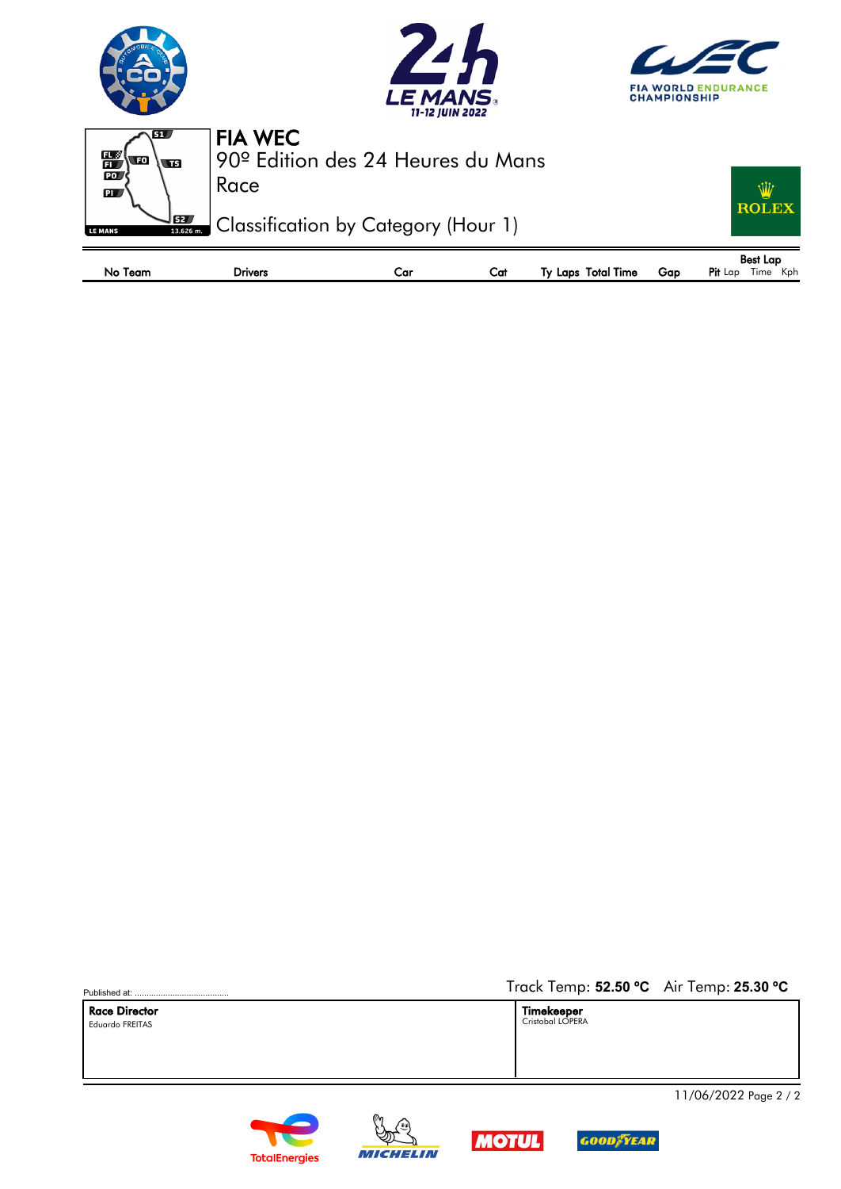# FIA WEC

90º Edition des 24 Heures du Mans

Race

Classification by Category (Hour 1)

| No | Team | Drivers | Car | Cat | Ty | Laps | Total Time | Gap | Pit | Best Lap Lap | Time | Kph |
|---|---|---|---|---|---|---|---|---|---|---|---|---|

Published at: ........................................

Track Temp: **52.50 ºC** Air Temp: **25.30 ºC**

| **Race Director** | **Timekeeper** |
|---|---|
| Eduardo FREITAS | Cristobal LOPERA |

11/06/2022